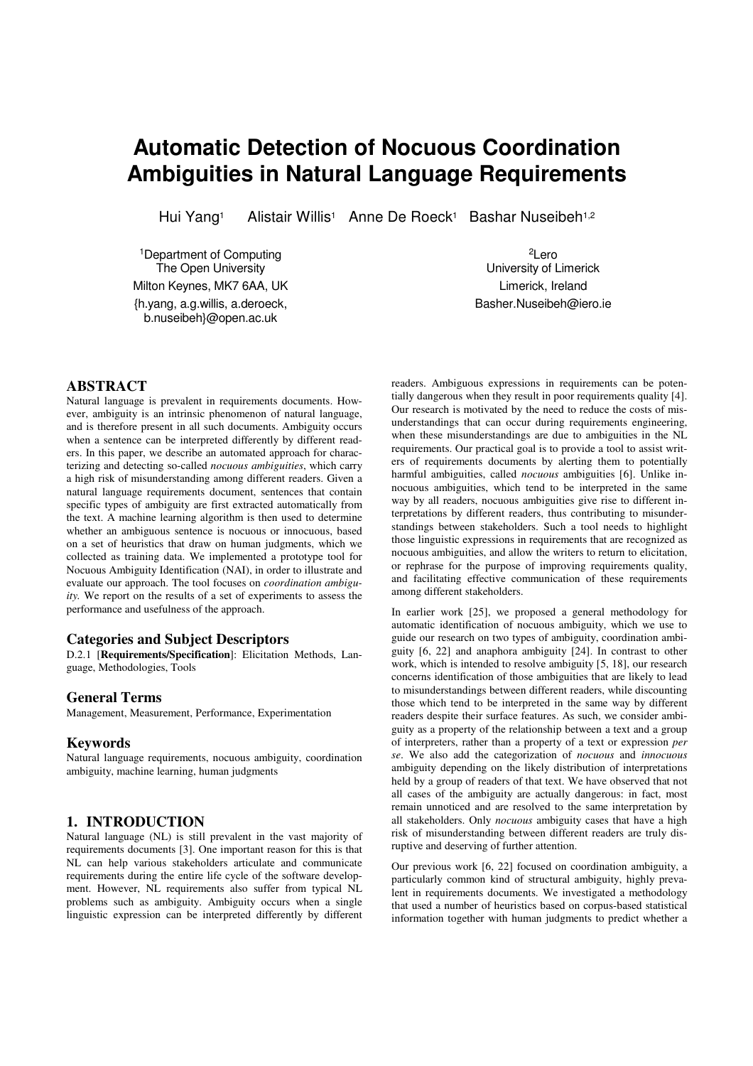# Automatic Detection of Nocuous Coordination Ambiguities in Natural Language Requirements

Hui Yang[1] Alistair Willis[1] Anne De Roeck[1] Bashar Nuseibeh[1,2]

[1]Department of Computing
The Open University
Milton Keynes, MK7 6AA, UK
{h.yang, a.g.willis, a.deroeck, b.nuseibeh}@open.ac.uk

[2]Lero
University of Limerick
Limerick, Ireland
Basher.Nuseibeh@iero.ie

## ABSTRACT

Natural language is prevalent in requirements documents. However, ambiguity is an intrinsic phenomenon of natural language, and is therefore present in all such documents. Ambiguity occurs when a sentence can be interpreted differently by different readers. In this paper, we describe an automated approach for characterizing and detecting so-called *nocuous ambiguities*, which carry a high risk of misunderstanding among different readers. Given a natural language requirements document, sentences that contain specific types of ambiguity are first extracted automatically from the text. A machine learning algorithm is then used to determine whether an ambiguous sentence is nocuous or innocuous, based on a set of heuristics that draw on human judgments, which we collected as training data. We implemented a prototype tool for Nocuous Ambiguity Identification (NAI), in order to illustrate and evaluate our approach. The tool focuses on *coordination ambiguity.* We report on the results of a set of experiments to assess the performance and usefulness of the approach.

### Categories and Subject Descriptors

D.2.1 [**Requirements/Specification**]: Elicitation Methods, Language, Methodologies, Tools

### General Terms

Management, Measurement, Performance, Experimentation

### Keywords

Natural language requirements, nocuous ambiguity, coordination ambiguity, machine learning, human judgments

## 1. INTRODUCTION

Natural language (NL) is still prevalent in the vast majority of requirements documents [3]. One important reason for this is that NL can help various stakeholders articulate and communicate requirements during the entire life cycle of the software development. However, NL requirements also suffer from typical NL problems such as ambiguity. Ambiguity occurs when a single linguistic expression can be interpreted differently by different readers. Ambiguous expressions in requirements can be potentially dangerous when they result in poor requirements quality [4]. Our research is motivated by the need to reduce the costs of misunderstandings that can occur during requirements engineering, when these misunderstandings are due to ambiguities in the NL requirements. Our practical goal is to provide a tool to assist writers of requirements documents by alerting them to potentially harmful ambiguities, called *nocuous* ambiguities [6]. Unlike innocuous ambiguities, which tend to be interpreted in the same way by all readers, nocuous ambiguities give rise to different interpretations by different readers, thus contributing to misunderstandings between stakeholders. Such a tool needs to highlight those linguistic expressions in requirements that are recognized as nocuous ambiguities, and allow the writers to return to elicitation, or rephrase for the purpose of improving requirements quality, and facilitating effective communication of these requirements among different stakeholders.

In earlier work [25], we proposed a general methodology for automatic identification of nocuous ambiguity, which we use to guide our research on two types of ambiguity, coordination ambiguity [6, 22] and anaphora ambiguity [24]. In contrast to other work, which is intended to resolve ambiguity [5, 18], our research concerns identification of those ambiguities that are likely to lead to misunderstandings between different readers, while discounting those which tend to be interpreted in the same way by different readers despite their surface features. As such, we consider ambiguity as a property of the relationship between a text and a group of interpreters, rather than a property of a text or expression *per se*. We also add the categorization of *nocuous* and *innocuous* ambiguity depending on the likely distribution of interpretations held by a group of readers of that text. We have observed that not all cases of the ambiguity are actually dangerous: in fact, most remain unnoticed and are resolved to the same interpretation by all stakeholders. Only *nocuous* ambiguity cases that have a high risk of misunderstanding between different readers are truly disruptive and deserving of further attention.

Our previous work [6, 22] focused on coordination ambiguity, a particularly common kind of structural ambiguity, highly prevalent in requirements documents. We investigated a methodology that used a number of heuristics based on corpus-based statistical information together with human judgments to predict whether a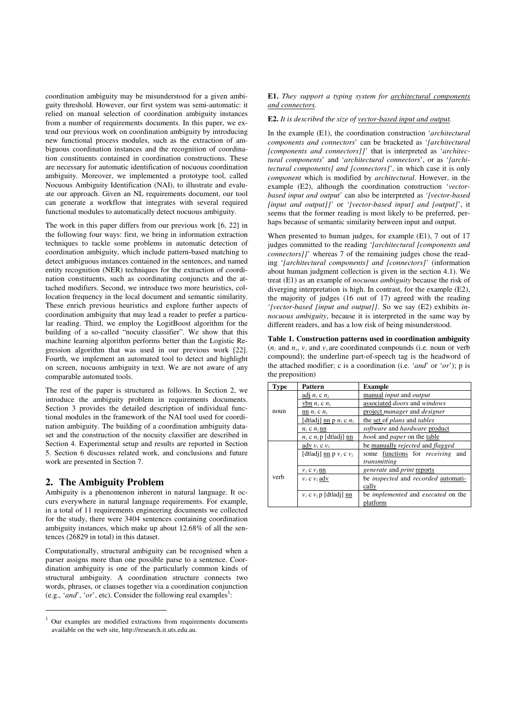coordination ambiguity may be misunderstood for a given ambiguity threshold. However, our first system was semi-automatic: it relied on manual selection of coordination ambiguity instances from a number of requirements documents. In this paper, we extend our previous work on coordination ambiguity by introducing new functional process modules, such as the extraction of ambiguous coordination instances and the recognition of coordination constituents contained in coordination constructions. These are necessary for automatic identification of nocuous coordination ambiguity. Moreover, we implemented a prototype tool, called Nocuous Ambiguity Identification (NAI), to illustrate and evaluate our approach. Given an NL requirements document, our tool can generate a workflow that integrates with several required functional modules to automatically detect nocuous ambiguity.

The work in this paper differs from our previous work [6, 22] in the following four ways: first, we bring in information extraction techniques to tackle some problems in automatic detection of coordination ambiguity, which include pattern-based matching to detect ambiguous instances contained in the sentences, and named entity recognition (NER) techniques for the extraction of coordination constituents, such as coordinating conjuncts and the attached modifiers. Second, we introduce two more heuristics, collocation frequency in the local document and semantic similarity. These enrich previous heuristics and explore further aspects of coordination ambiguity that may lead a reader to prefer a particular reading. Third, we employ the LogitBoost algorithm for the building of a so-called "nocuity classifier". We show that this machine learning algorithm performs better than the Logistic Regression algorithm that was used in our previous work [22]. Fourth, we implement an automated tool to detect and highlight on screen, nocuous ambiguity in text. We are not aware of any comparable automated tools.

The rest of the paper is structured as follows. In Section 2, we introduce the ambiguity problem in requirements documents. Section 3 provides the detailed description of individual functional modules in the framework of the NAI tool used for coordination ambiguity. The building of a coordination ambiguity dataset and the construction of the nocuity classifier are described in Section 4. Experimental setup and results are reported in Section 5. Section 6 discusses related work, and conclusions and future work are presented in Section 7.

## 2. The Ambiguity Problem

Ambiguity is a phenomenon inherent in natural language. It occurs everywhere in natural language requirements. For example, in a total of 11 requirements engineering documents we collected for the study, there were 3404 sentences containing coordination ambiguity instances, which make up about 12.68% of all the sentences (26829 in total) in this dataset.

Computationally, structural ambiguity can be recognised when a parser assigns more than one possible parse to a sentence. Coordination ambiguity is one of the particularly common kinds of structural ambiguity. A coordination structure connects two words, phrases, or clauses together via a coordination conjunction (e.g., '*and*', '*or*', etc). Consider the following real examples[1]:

[1] Our examples are modified extractions from requirements documents available on the web site, http://research.it.uts.edu.au.

**E1.** *They support a typing system for architectural components and connectors.*

**E2.** *It is described the size of vector-based input and output.*

In the example (E1), the coordination construction '*architectural components and connectors*' can be bracketed as '*[architectural [components and connectors]]*' that is interpreted as '*architectural components*' and '*architectural connectors*', or as '*[architectural components] and [connectors]*', in which case it is only *component* which is modified by *architectural*. However, in the example (E2), although the coordination construction '*vector-based input and output*' can also be interpreted as '*[vector-based [input and output]]*' or '*[vector-based input] and [output]*', it seems that the former reading is most likely to be preferred, perhaps because of semantic similarity between input and output.

When presented to human judges, for example (E1), 7 out of 17 judges committed to the reading '*[architectural [components and connectors]]*' whereas 7 of the remaining judges chose the reading '*[architectural components] and [connectors]*' (information about human judgment collection is given in the section 4.1). We treat (E1) as an example of *nocuous ambiguity* because the risk of diverging interpretation is high. In contrast, for the example (E2), the majority of judges (16 out of 17) agreed with the reading '*[vector-based [input and output]]*. So we say (E2) exhibits *innocuous ambiguity*, because it is interpreted in the same way by different readers, and has a low risk of being misunderstood.

**Table 1. Construction patterns used in coordination ambiguity** ($n_1$ and $n_2$, $v_1$ and $v_2$ are coordinated compounds (i.e. noun or verb compound); the underline part-of-speech tag is the headword of the attached modifier; c is a coordination (i.e. '*and*' or '*or*'); p is the preposition)

| Type | Pattern | Example |
|---|---|---|
| noun | adj $n_1$ c $n_2$ | manual *input* and *output* |
| | vbn $n_1$ c $n_2$ | associated *doors* and *windows* |
| | nn $n_1$ c $n_2$ | project *manager* and *designer* |
| | [dt\|adj] nn p $n_1$ c $n_2$ | the set of *plans* and *tables* |
| | $n_1$ c $n_2$ nn | *software* and *hardware* product |
| | $n_1$ c $n_2$ p [dt\|adj] nn | *book* and *paper* on the table |
| verb | adv $v_1$ c $v_2$ | be manually *rejected* and *flagged* |
| | [dt\|adj] nn p $v_1$ c $v_2$ | some functions for *receiving* and *transmitting* |
| | $v_1$ c $v_2$ nn | *generate* and *print* reports |
| | $v_1$ c $v_2$ adv | be *inspected* and *recorded* automatically |
| | $v_1$ c $v_2$ p [dt\|adj] nn | be *implemented* and *executed* on the platform |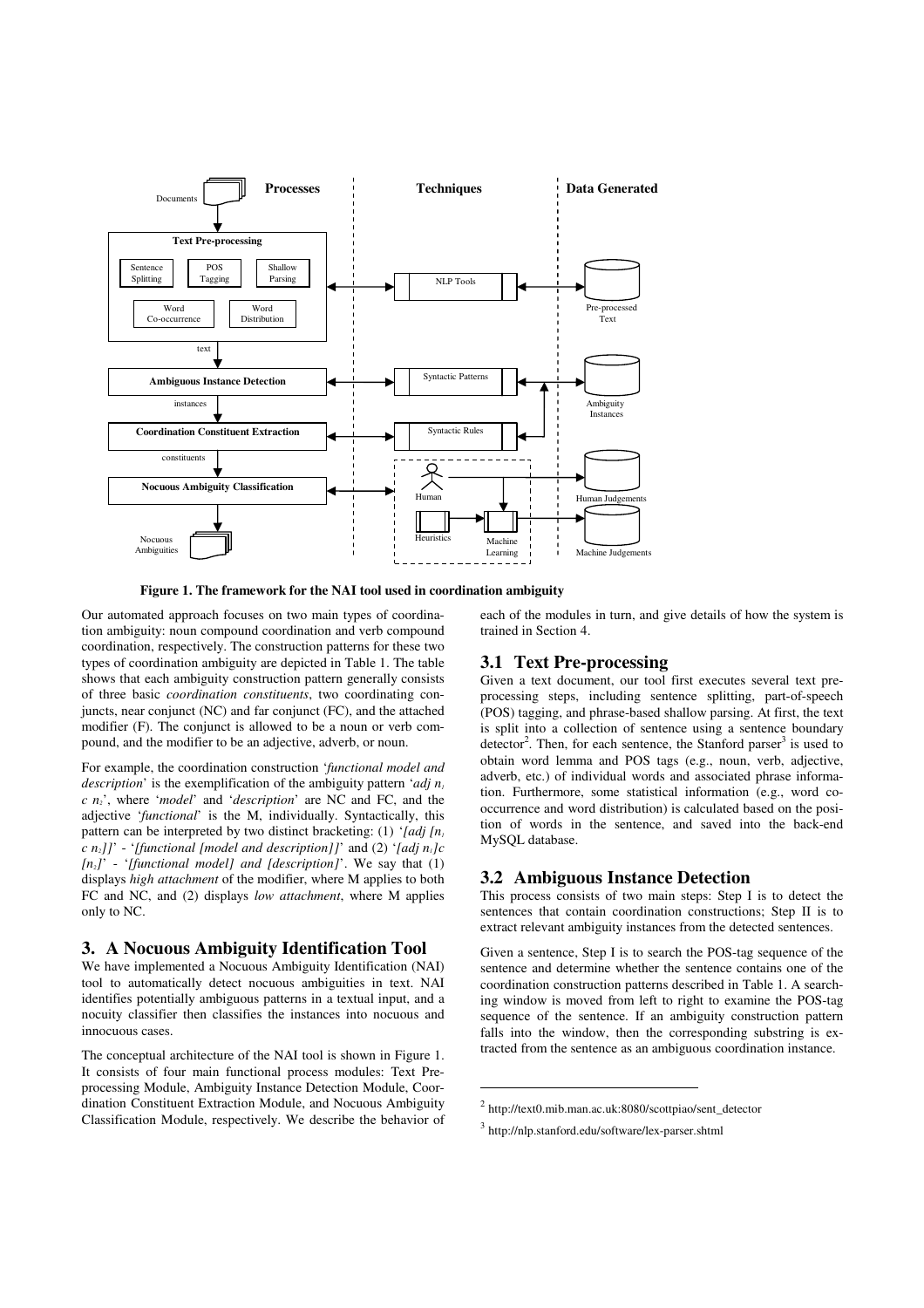**Figure 1. The framework for the NAI tool used in coordination ambiguity**

Our automated approach focuses on two main types of coordination ambiguity: noun compound coordination and verb compound coordination, respectively. The construction patterns for these two types of coordination ambiguity are depicted in Table 1. The table shows that each ambiguity construction pattern generally consists of three basic *coordination constituents*, two coordinating conjuncts, near conjunct (NC) and far conjunct (FC), and the attached modifier (F). The conjunct is allowed to be a noun or verb compound, and the modifier to be an adjective, adverb, or noun.

For example, the coordination construction '*functional model and description*' is the exemplification of the ambiguity pattern '*adj $n_1$ c $n_2$*', where '*model*' and '*description*' are NC and FC, and the adjective '*functional*' is the M, individually. Syntactically, this pattern can be interpreted by two distinct bracketing: (1) '*[adj [$n_1$ c $n_2$]]*' - '*[functional [model and description]]*' and (2) '*[adj $n_1$]c [$n_2$]*' - '*[functional model] and [description]*'. We say that (1) displays *high attachment* of the modifier, where M applies to both FC and NC, and (2) displays *low attachment*, where M applies only to NC.

## 3. A Nocuous Ambiguity Identification Tool

We have implemented a Nocuous Ambiguity Identification (NAI) tool to automatically detect nocuous ambiguities in text. NAI identifies potentially ambiguous patterns in a textual input, and a nocuity classifier then classifies the instances into nocuous and innocuous cases.

The conceptual architecture of the NAI tool is shown in Figure 1. It consists of four main functional process modules: Text Preprocessing Module, Ambiguity Instance Detection Module, Coordination Constituent Extraction Module, and Nocuous Ambiguity Classification Module, respectively. We describe the behavior of each of the modules in turn, and give details of how the system is trained in Section 4.

### 3.1 Text Pre-processing

Given a text document, our tool first executes several text preprocessing steps, including sentence splitting, part-of-speech (POS) tagging, and phrase-based shallow parsing. At first, the text is split into a collection of sentence using a sentence boundary detector[2]. Then, for each sentence, the Stanford parser[3] is used to obtain word lemma and POS tags (e.g., noun, verb, adjective, adverb, etc.) of individual words and associated phrase information. Furthermore, some statistical information (e.g., word cooccurrence and word distribution) is calculated based on the position of words in the sentence, and saved into the back-end MySQL database.

### 3.2 Ambiguous Instance Detection

This process consists of two main steps: Step I is to detect the sentences that contain coordination constructions; Step II is to extract relevant ambiguity instances from the detected sentences.

Given a sentence, Step I is to search the POS-tag sequence of the sentence and determine whether the sentence contains one of the coordination construction patterns described in Table 1. A searching window is moved from left to right to examine the POS-tag sequence of the sentence. If an ambiguity construction pattern falls into the window, then the corresponding substring is extracted from the sentence as an ambiguous coordination instance.

[2] http://text0.mib.man.ac.uk:8080/scottpiao/sent_detector

[3] http://nlp.stanford.edu/software/lex-parser.shtml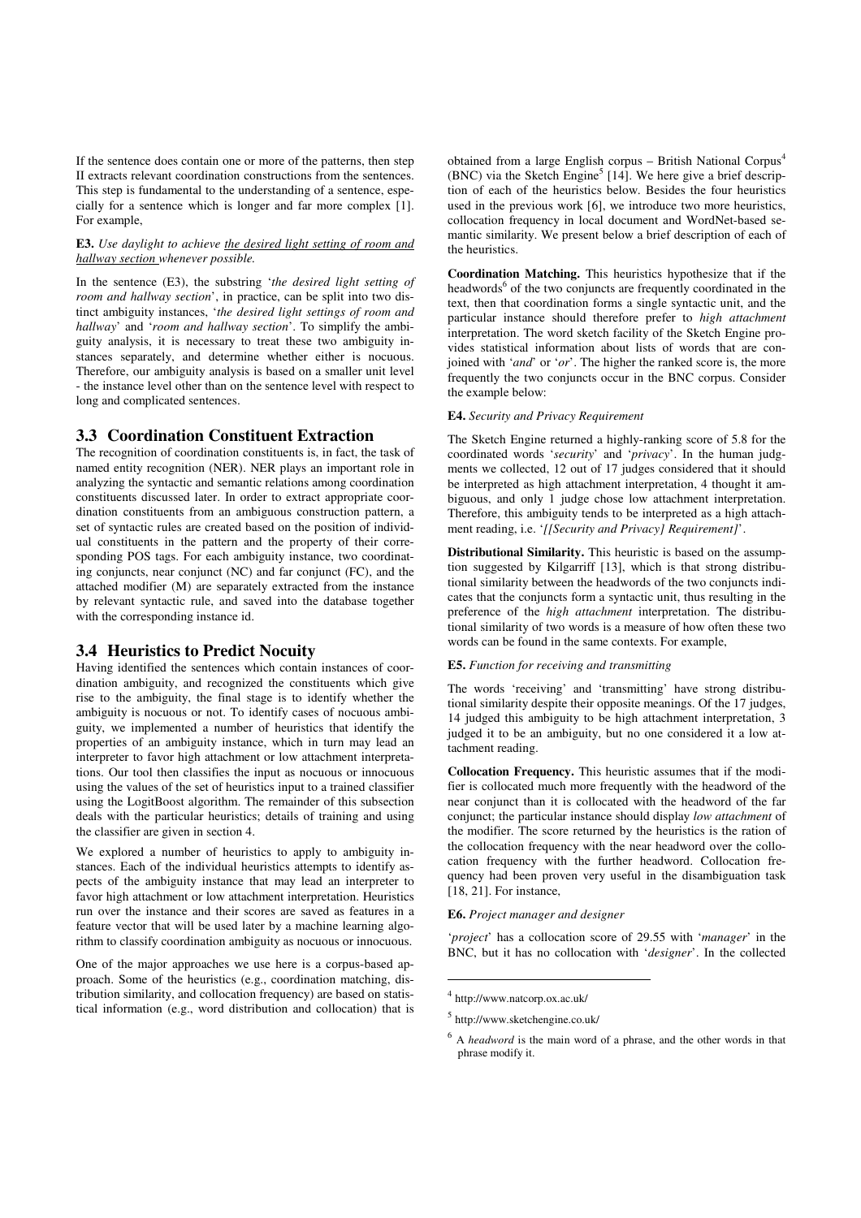If the sentence does contain one or more of the patterns, then step II extracts relevant coordination constructions from the sentences. This step is fundamental to the understanding of a sentence, especially for a sentence which is longer and far more complex [1]. For example,

**E3.** *Use daylight to achieve the desired light setting of room and hallway section whenever possible.*

In the sentence (E3), the substring '*the desired light setting of room and hallway section*', in practice, can be split into two distinct ambiguity instances, '*the desired light settings of room and hallway*' and '*room and hallway section*'. To simplify the ambiguity analysis, it is necessary to treat these two ambiguity instances separately, and determine whether either is nocuous. Therefore, our ambiguity analysis is based on a smaller unit level - the instance level other than on the sentence level with respect to long and complicated sentences.

### 3.3 Coordination Constituent Extraction

The recognition of coordination constituents is, in fact, the task of named entity recognition (NER). NER plays an important role in analyzing the syntactic and semantic relations among coordination constituents discussed later. In order to extract appropriate coordination constituents from an ambiguous construction pattern, a set of syntactic rules are created based on the position of individual constituents in the pattern and the property of their corresponding POS tags. For each ambiguity instance, two coordinating conjuncts, near conjunct (NC) and far conjunct (FC), and the attached modifier (M) are separately extracted from the instance by relevant syntactic rule, and saved into the database together with the corresponding instance id.

### 3.4 Heuristics to Predict Nocuity

Having identified the sentences which contain instances of coordination ambiguity, and recognized the constituents which give rise to the ambiguity, the final stage is to identify whether the ambiguity is nocuous or not. To identify cases of nocuous ambiguity, we implemented a number of heuristics that identify the properties of an ambiguity instance, which in turn may lead an interpreter to favor high attachment or low attachment interpretations. Our tool then classifies the input as nocuous or innocuous using the values of the set of heuristics input to a trained classifier using the LogitBoost algorithm. The remainder of this subsection deals with the particular heuristics; details of training and using the classifier are given in section 4.

We explored a number of heuristics to apply to ambiguity instances. Each of the individual heuristics attempts to identify aspects of the ambiguity instance that may lead an interpreter to favor high attachment or low attachment interpretation. Heuristics run over the instance and their scores are saved as features in a feature vector that will be used later by a machine learning algorithm to classify coordination ambiguity as nocuous or innocuous.

One of the major approaches we use here is a corpus-based approach. Some of the heuristics (e.g., coordination matching, distribution similarity, and collocation frequency) are based on statistical information (e.g., word distribution and collocation) that is obtained from a large English corpus – British National Corpus[4] (BNC) via the Sketch Engine[5] [14]. We here give a brief description of each of the heuristics below. Besides the four heuristics used in the previous work [6], we introduce two more heuristics, collocation frequency in local document and WordNet-based semantic similarity. We present below a brief description of each of the heuristics.

**Coordination Matching.** This heuristics hypothesize that if the headwords[6] of the two conjuncts are frequently coordinated in the text, then that coordination forms a single syntactic unit, and the particular instance should therefore prefer to *high attachment* interpretation. The word sketch facility of the Sketch Engine provides statistical information about lists of words that are conjoined with '*and*' or '*or*'. The higher the ranked score is, the more frequently the two conjuncts occur in the BNC corpus. Consider the example below:

**E4.** *Security and Privacy Requirement*

The Sketch Engine returned a highly-ranking score of 5.8 for the coordinated words '*security*' and '*privacy*'. In the human judgments we collected, 12 out of 17 judges considered that it should be interpreted as high attachment interpretation, 4 thought it ambiguous, and only 1 judge chose low attachment interpretation. Therefore, this ambiguity tends to be interpreted as a high attachment reading, i.e. '*[[Security and Privacy] Requirement]*'.

**Distributional Similarity.** This heuristic is based on the assumption suggested by Kilgarriff [13], which is that strong distributional similarity between the headwords of the two conjuncts indicates that the conjuncts form a syntactic unit, thus resulting in the preference of the *high attachment* interpretation. The distributional similarity of two words is a measure of how often these two words can be found in the same contexts. For example,

**E5.** *Function for receiving and transmitting*

The words 'receiving' and 'transmitting' have strong distributional similarity despite their opposite meanings. Of the 17 judges, 14 judged this ambiguity to be high attachment interpretation, 3 judged it to be an ambiguity, but no one considered it a low attachment reading.

**Collocation Frequency.** This heuristic assumes that if the modifier is collocated much more frequently with the headword of the near conjunct than it is collocated with the headword of the far conjunct; the particular instance should display *low attachment* of the modifier. The score returned by the heuristics is the ration of the collocation frequency with the near headword over the collocation frequency with the further headword. Collocation frequency had been proven very useful in the disambiguation task [18, 21]. For instance,

**E6.** *Project manager and designer*

'*project*' has a collocation score of 29.55 with '*manager*' in the BNC, but it has no collocation with '*designer*'. In the collected

---

[4] http://www.natcorp.ox.ac.uk/

[5] http://www.sketchengine.co.uk/

[6] A *headword* is the main word of a phrase, and the other words in that phrase modify it.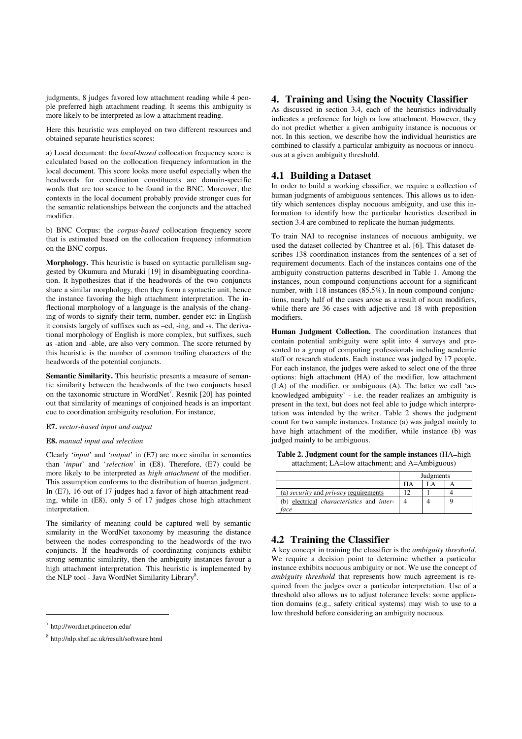judgments, 8 judges favored low attachment reading while 4 people preferred high attachment reading. It seems this ambiguity is more likely to be interpreted as low a attachment reading.

Here this heuristic was employed on two different resources and obtained separate heuristics scores:

a) Local document: the *local-based* collocation frequency score is calculated based on the collocation frequency information in the local document. This score looks more useful especially when the headwords for coordination constituents are domain-specific words that are too scarce to be found in the BNC. Moreover, the contexts in the local document probably provide stronger cues for the semantic relationships between the conjuncts and the attached modifier.

b) BNC Corpus: the *corpus-based* collocation frequency score that is estimated based on the collocation frequency information on the BNC corpus.

**Morphology.** This heuristic is based on syntactic parallelism suggested by Okumura and Muraki [19] in disambiguating coordination. It hypothesizes that if the headwords of the two conjuncts share a similar morphology, then they form a syntactic unit, hence the instance favoring the high attachment interpretation. The inflectional morphology of a language is the analysis of the changing of words to signify their term, number, gender etc: in English it consists largely of suffixes such as –ed, -ing, and -s. The derivational morphology of English is more complex, but suffixes, such as -ation and -able, are also very common. The score returned by this heuristic is the number of common trailing characters of the headwords of the potential conjuncts.

**Semantic Similarity.** This heuristic presents a measure of semantic similarity between the headwords of the two conjuncts based on the taxonomic structure in WordNet[7]. Resnik [20] has pointed out that similarity of meanings of conjoined heads is an important cue to coordination ambiguity resolution. For instance,

**E7.** *vector-based input and output*

**E8.** *manual input and selection*

Clearly '*input*' and '*output*' in (E7) are more similar in semantics than '*input*' and '*selection*' in (E8). Therefore, (E7) could be more likely to be interpreted as *high attachment* of the modifier. This assumption conforms to the distribution of human judgment. In (E7), 16 out of 17 judges had a favor of high attachment reading, while in (E8), only 5 of 17 judges chose high attachment interpretation.

The similarity of meaning could be captured well by semantic similarity in the WordNet taxonomy by measuring the distance between the nodes corresponding to the headwords of the two conjuncts. If the headwords of coordinating conjuncts exhibit strong semantic similarity, then the ambiguity instances favour a high attachment interpretation. This heuristic is implemented by the NLP tool - Java WordNet Similarity Library[8].

[7] http://wordnet.princeton.edu/

[8] http://nlp.shef.ac.uk/result/software.html

## 4. Training and Using the Nocuity Classifier

As discussed in section 3.4, each of the heuristics individually indicates a preference for high or low attachment. However, they do not predict whether a given ambiguity instance is nocuous or not. In this section, we describe how the individual heuristics are combined to classify a particular ambiguity as nocuous or innocuous at a given ambiguity threshold.

### 4.1 Building a Dataset

In order to build a working classifier, we require a collection of human judgments of ambiguous sentences. This allows us to identify which sentences display nocuous ambiguity, and use this information to identify how the particular heuristics described in section 3.4 are combined to replicate the human judgments.

To train NAI to recognise instances of nocuous ambiguity, we used the dataset collected by Chantree et al. [6]. This dataset describes 138 coordination instances from the sentences of a set of requirement documents. Each of the instances contains one of the ambiguity construction patterns described in Table 1. Among the instances, noun compound conjunctions account for a significant number, with 118 instances (85.5%). In noun compound conjunctions, nearly half of the cases arose as a result of noun modifiers, while there are 36 cases with adjective and 18 with preposition modifiers.

**Human Judgment Collection.** The coordination instances that contain potential ambiguity were split into 4 surveys and presented to a group of computing professionals including academic staff or research students. Each instance was judged by 17 people. For each instance, the judges were asked to select one of the three options: high attachment (HA) of the modifier, low attachment (LA) of the modifier, or ambiguous (A). The latter we call 'acknowledged ambiguity' - i.e. the reader realizes an ambiguity is present in the text, but does not feel able to judge which interpretation was intended by the writer. Table 2 shows the judgment count for two sample instances. Instance (a) was judged mainly to have high attachment of the modifier, while instance (b) was judged mainly to be ambiguous.

**Table 2. Judgment count for the sample instances** (HA=high attachment; LA=low attachment; and A=Ambiguous)

| | Judgments | | |
|---|---|---|---|
| | HA | LA | A |
| (a) *security* and *privacy* requirements | 12 | 1 | 4 |
| (b) electrical *characteristics* and *interface* | 4 | 4 | 9 |

### 4.2 Training the Classifier

A key concept in training the classifier is the *ambiguity threshold*. We require a decision point to determine whether a particular instance exhibits nocuous ambiguity or not. We use the concept of *ambiguity threshold* that represents how much agreement is required from the judges over a particular interpretation. Use of a threshold also allows us to adjust tolerance levels: some application domains (e.g., safety critical systems) may wish to use to a low threshold before considering an ambiguity nocuous.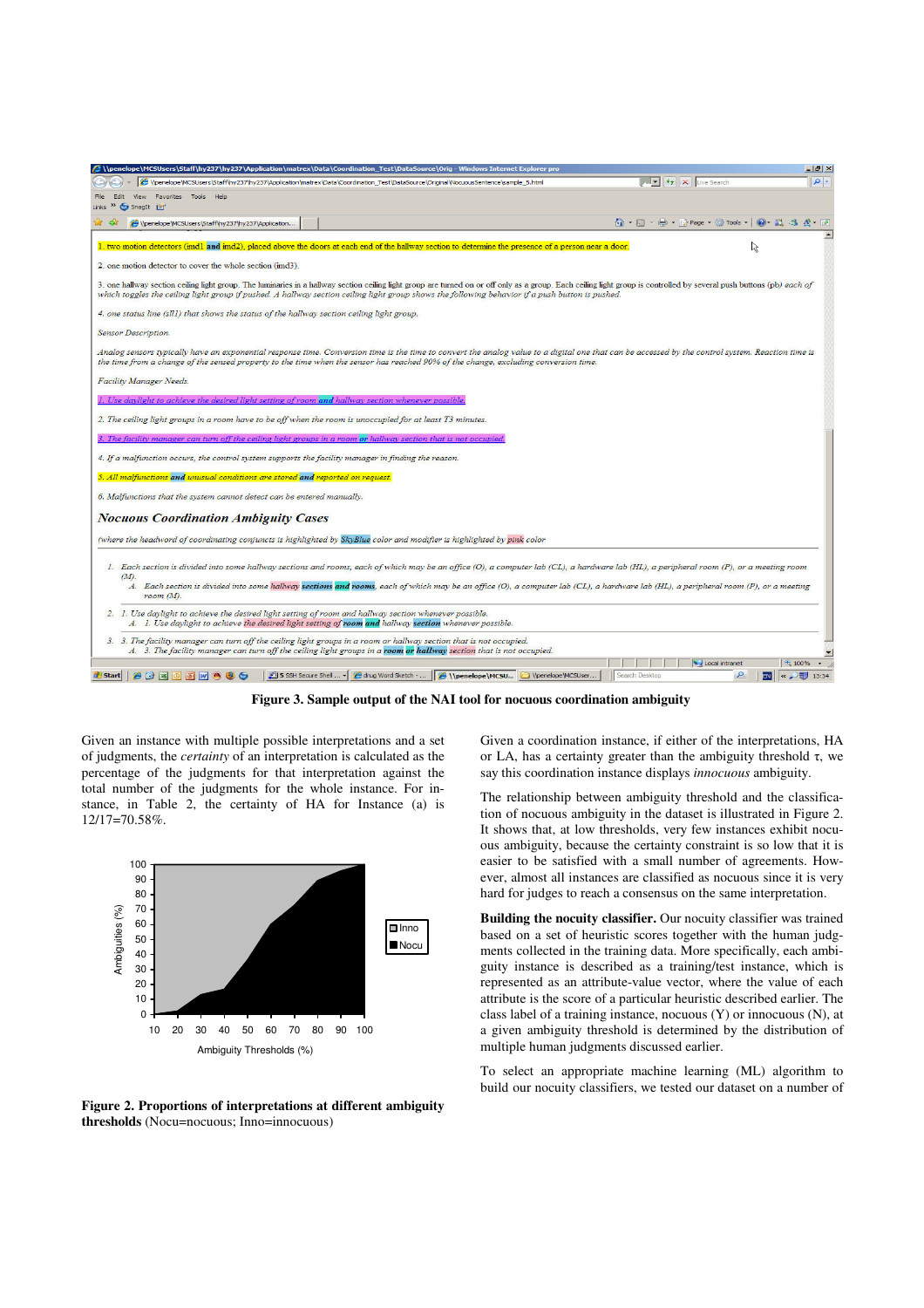**Figure 3. Sample output of the NAI tool for nocuous coordination ambiguity**

Given an instance with multiple possible interpretations and a set of judgments, the *certainty* of an interpretation is calculated as the percentage of the judgments for that interpretation against the total number of the judgments for the whole instance. For instance, in Table 2, the certainty of HA for Instance (a) is 12/17=70.58%.

**Figure 2. Proportions of interpretations at different ambiguity thresholds** (Nocu=nocuous; Inno=innocuous)

Given a coordination instance, if either of the interpretations, HA or LA, has a certainty greater than the ambiguity threshold τ, we say this coordination instance displays *innocuous* ambiguity.

The relationship between ambiguity threshold and the classification of nocuous ambiguity in the dataset is illustrated in Figure 2. It shows that, at low thresholds, very few instances exhibit nocuous ambiguity, because the certainty constraint is so low that it is easier to be satisfied with a small number of agreements. However, almost all instances are classified as nocuous since it is very hard for judges to reach a consensus on the same interpretation.

**Building the nocuity classifier.** Our nocuity classifier was trained based on a set of heuristic scores together with the human judgments collected in the training data. More specifically, each ambiguity instance is described as a training/test instance, which is represented as an attribute-value vector, where the value of each attribute is the score of a particular heuristic described earlier. The class label of a training instance, nocuous (Y) or innocuous (N), at a given ambiguity threshold is determined by the distribution of multiple human judgments discussed earlier.

To select an appropriate machine learning (ML) algorithm to build our nocuity classifiers, we tested our dataset on a number of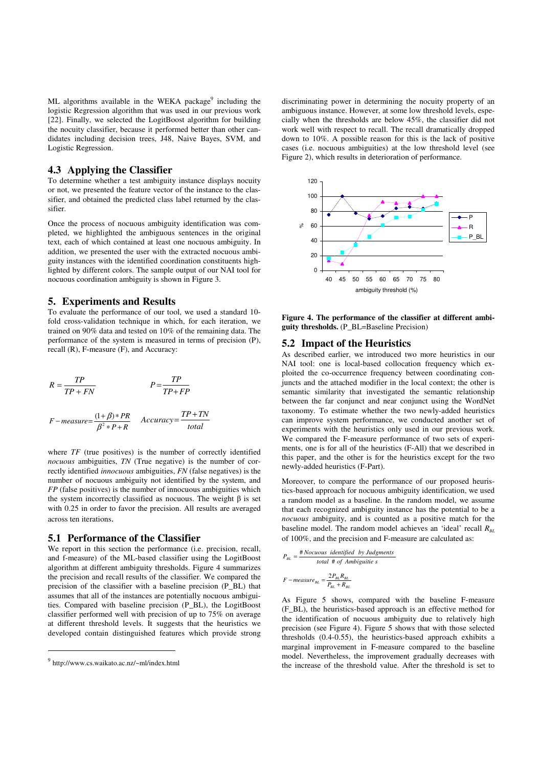ML algorithms available in the WEKA package[9] including the logistic Regression algorithm that was used in our previous work [22]. Finally, we selected the LogitBoost algorithm for building the nocuity classifier, because it performed better than other candidates including decision trees, J48, Naive Bayes, SVM, and Logistic Regression.

### 4.3 Applying the Classifier

To determine whether a test ambiguity instance displays nocuity or not, we presented the feature vector of the instance to the classifier, and obtained the predicted class label returned by the classifier.

Once the process of nocuous ambiguity identification was completed, we highlighted the ambiguous sentences in the original text, each of which contained at least one nocuous ambiguity. In addition, we presented the user with the extracted nocuous ambiguity instances with the identified coordination constituents highlighted by different colors. The sample output of our NAI tool for nocuous coordination ambiguity is shown in Figure 3.

## 5. Experiments and Results

To evaluate the performance of our tool, we used a standard 10-fold cross-validation technique in which, for each iteration, we trained on 90% data and tested on 10% of the remaining data. The performance of the system is measured in terms of precision (P), recall (R), F-measure (F), and Accuracy:

$$R = \frac{TP}{TP + FN} \qquad P = \frac{TP}{TP + FP}$$

$$F-measure = \frac{(1+\beta) * PR}{\beta^2 * P + R} \qquad Accuracy = \frac{TP + TN}{total}$$

where *TF* (true positives) is the number of correctly identified *nocuous* ambiguities, *TN* (True negative) is the number of correctly identified *innocuous* ambiguities, *FN* (false negatives) is the number of nocuous ambiguity not identified by the system, and *FP* (false positives) is the number of innocuous ambiguities which the system incorrectly classified as nocuous. The weight β is set with 0.25 in order to favor the precision. All results are averaged across ten iterations.

### 5.1 Performance of the Classifier

We report in this section the performance (i.e. precision, recall, and f-measure) of the ML-based classifier using the LogitBoost algorithm at different ambiguity thresholds. Figure 4 summarizes the precision and recall results of the classifier. We compared the precision of the classifier with a baseline precision (P_BL) that assumes that all of the instances are potentially nocuous ambiguities. Compared with baseline precision (P_BL), the LogitBoost classifier performed well with precision of up to 75% on average at different threshold levels. It suggests that the heuristics we developed contain distinguished features which provide strong discriminating power in determining the nocuity property of an ambiguous instance. However, at some low threshold levels, especially when the thresholds are below 45%, the classifier did not work well with respect to recall. The recall dramatically dropped down to 10%. A possible reason for this is the lack of positive cases (i.e. nocuous ambiguities) at the low threshold level (see Figure 2), which results in deterioration of performance.

**Figure 4. The performance of the classifier at different ambiguity thresholds.** (P_BL=Baseline Precision)

### 5.2 Impact of the Heuristics

As described earlier, we introduced two more heuristics in our NAI tool: one is local-based collocation frequency which exploited the co-occurrence frequency between coordinating conjuncts and the attached modifier in the local context; the other is semantic similarity that investigated the semantic relationship between the far conjunct and near conjunct using the WordNet taxonomy. To estimate whether the two newly-added heuristics can improve system performance, we conducted another set of experiments with the heuristics only used in our previous work. We compared the F-measure performance of two sets of experiments, one is for all of the heuristics (F-All) that we described in this paper, and the other is for the heuristics except for the two newly-added heuristics (F-Part).

Moreover, to compare the performance of our proposed heuristics-based approach for nocuous ambiguity identification, we used a random model as a baseline. In the random model, we assume that each recognized ambiguity instance has the potential to be a *nocuous* ambiguity, and is counted as a positive match for the baseline model. The random model achieves an 'ideal' recall $R_{BL}$ of 100%, and the precision and F-measure are calculated as:

$$P_{BL} = \frac{\#\,Nocuous\ identified\ \ by\ Judgments}{total\ \#\ of\ Ambiguities}$$

$$F-measure_{BL} = \frac{2P_{BL}R_{BL}}{P_{BL} + R_{BL}}$$

As Figure 5 shows, compared with the baseline F-measure (F_BL), the heuristics-based approach is an effective method for the identification of nocuous ambiguity due to relatively high precision (see Figure 4). Figure 5 shows that with those selected thresholds (0.4-0.55), the heuristics-based approach exhibits a marginal improvement in F-measure compared to the baseline model. Nevertheless, the improvement gradually decreases with the increase of the threshold value. After the threshold is set to

[9] http://www.cs.waikato.ac.nz/~ml/index.html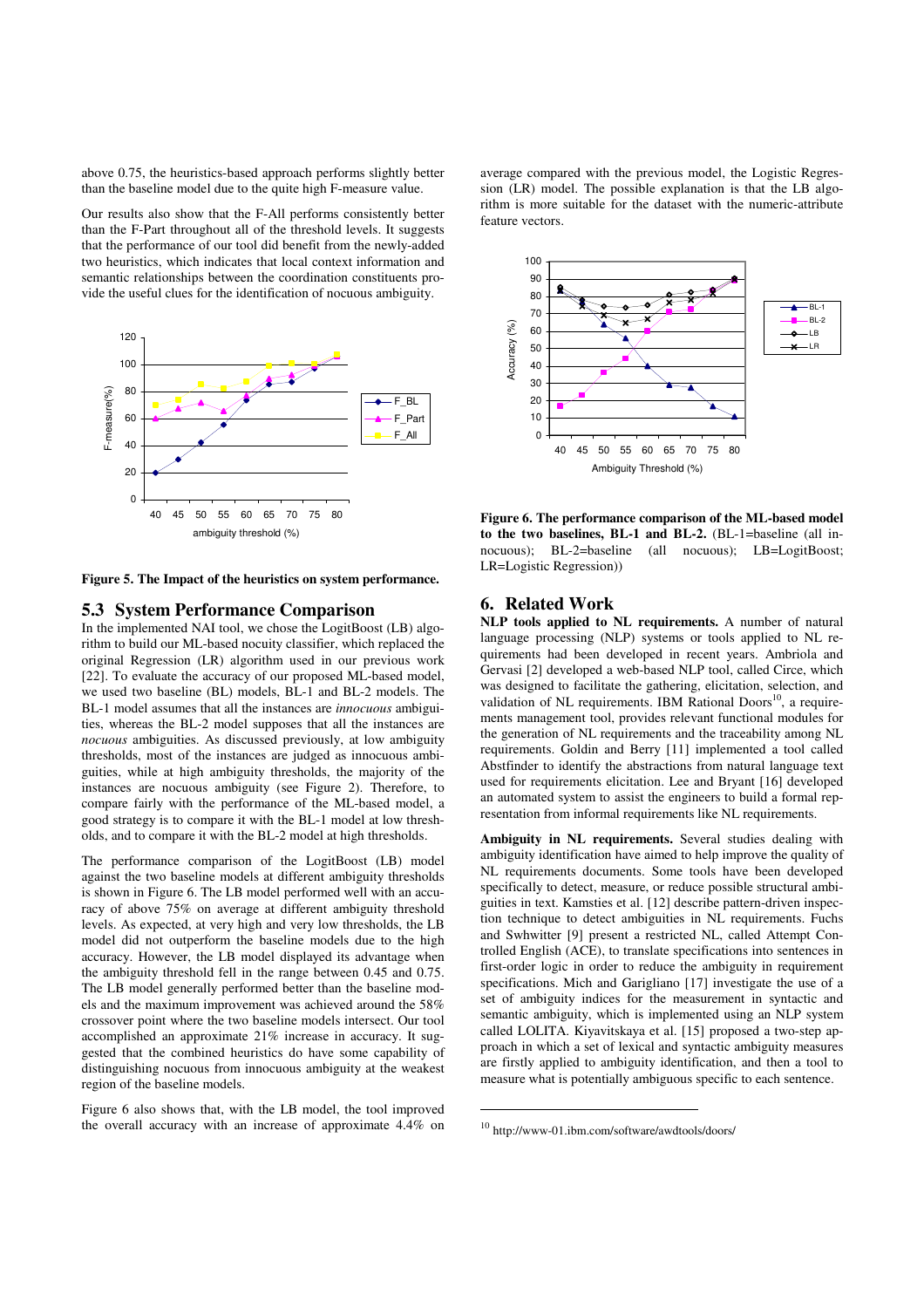above 0.75, the heuristics-based approach performs slightly better than the baseline model due to the quite high F-measure value.

Our results also show that the F-All performs consistently better than the F-Part throughout all of the threshold levels. It suggests that the performance of our tool did benefit from the newly-added two heuristics, which indicates that local context information and semantic relationships between the coordination constituents provide the useful clues for the identification of nocuous ambiguity.

**Figure 5. The Impact of the heuristics on system performance.**

## 5.3 System Performance Comparison

In the implemented NAI tool, we chose the LogitBoost (LB) algorithm to build our ML-based nocuity classifier, which replaced the original Regression (LR) algorithm used in our previous work [22]. To evaluate the accuracy of our proposed ML-based model, we used two baseline (BL) models, BL-1 and BL-2 models. The BL-1 model assumes that all the instances are *innocuous* ambiguities, whereas the BL-2 model supposes that all the instances are *nocuous* ambiguities. As discussed previously, at low ambiguity thresholds, most of the instances are judged as innocuous ambiguities, while at high ambiguity thresholds, the majority of the instances are nocuous ambiguity (see Figure 2). Therefore, to compare fairly with the performance of the ML-based model, a good strategy is to compare it with the BL-1 model at low thresholds, and to compare it with the BL-2 model at high thresholds.

The performance comparison of the LogitBoost (LB) model against the two baseline models at different ambiguity thresholds is shown in Figure 6. The LB model performed well with an accuracy of above 75% on average at different ambiguity threshold levels. As expected, at very high and very low thresholds, the LB model did not outperform the baseline models due to the high accuracy. However, the LB model displayed its advantage when the ambiguity threshold fell in the range between 0.45 and 0.75. The LB model generally performed better than the baseline models and the maximum improvement was achieved around the 58% crossover point where the two baseline models intersect. Our tool accomplished an approximate 21% increase in accuracy. It suggested that the combined heuristics do have some capability of distinguishing nocuous from innocuous ambiguity at the weakest region of the baseline models.

Figure 6 also shows that, with the LB model, the tool improved the overall accuracy with an increase of approximate 4.4% on average compared with the previous model, the Logistic Regression (LR) model. The possible explanation is that the LB algorithm is more suitable for the dataset with the numeric-attribute feature vectors.

**Figure 6. The performance comparison of the ML-based model to the two baselines, BL-1 and BL-2.** (BL-1=baseline (all innocuous); BL-2=baseline (all nocuous); LB=LogitBoost; LR=Logistic Regression))

## 6. Related Work

**NLP tools applied to NL requirements.** A number of natural language processing (NLP) systems or tools applied to NL requirements had been developed in recent years. Ambriola and Gervasi [2] developed a web-based NLP tool, called Circe, which was designed to facilitate the gathering, elicitation, selection, and validation of NL requirements. IBM Rational Doors[10], a requirements management tool, provides relevant functional modules for the generation of NL requirements and the traceability among NL requirements. Goldin and Berry [11] implemented a tool called Abstfinder to identify the abstractions from natural language text used for requirements elicitation. Lee and Bryant [16] developed an automated system to assist the engineers to build a formal representation from informal requirements like NL requirements.

**Ambiguity in NL requirements.** Several studies dealing with ambiguity identification have aimed to help improve the quality of NL requirements documents. Some tools have been developed specifically to detect, measure, or reduce possible structural ambiguities in text. Kamsties et al. [12] describe pattern-driven inspection technique to detect ambiguities in NL requirements. Fuchs and Swhwitter [9] present a restricted NL, called Attempt Controlled English (ACE), to translate specifications into sentences in first-order logic in order to reduce the ambiguity in requirement specifications. Mich and Garigliano [17] investigate the use of a set of ambiguity indices for the measurement in syntactic and semantic ambiguity, which is implemented using an NLP system called LOLITA. Kiyavitskaya et al. [15] proposed a two-step approach in which a set of lexical and syntactic ambiguity measures are firstly applied to ambiguity identification, and then a tool to measure what is potentially ambiguous specific to each sentence.

[10] http://www-01.ibm.com/software/awdtools/doors/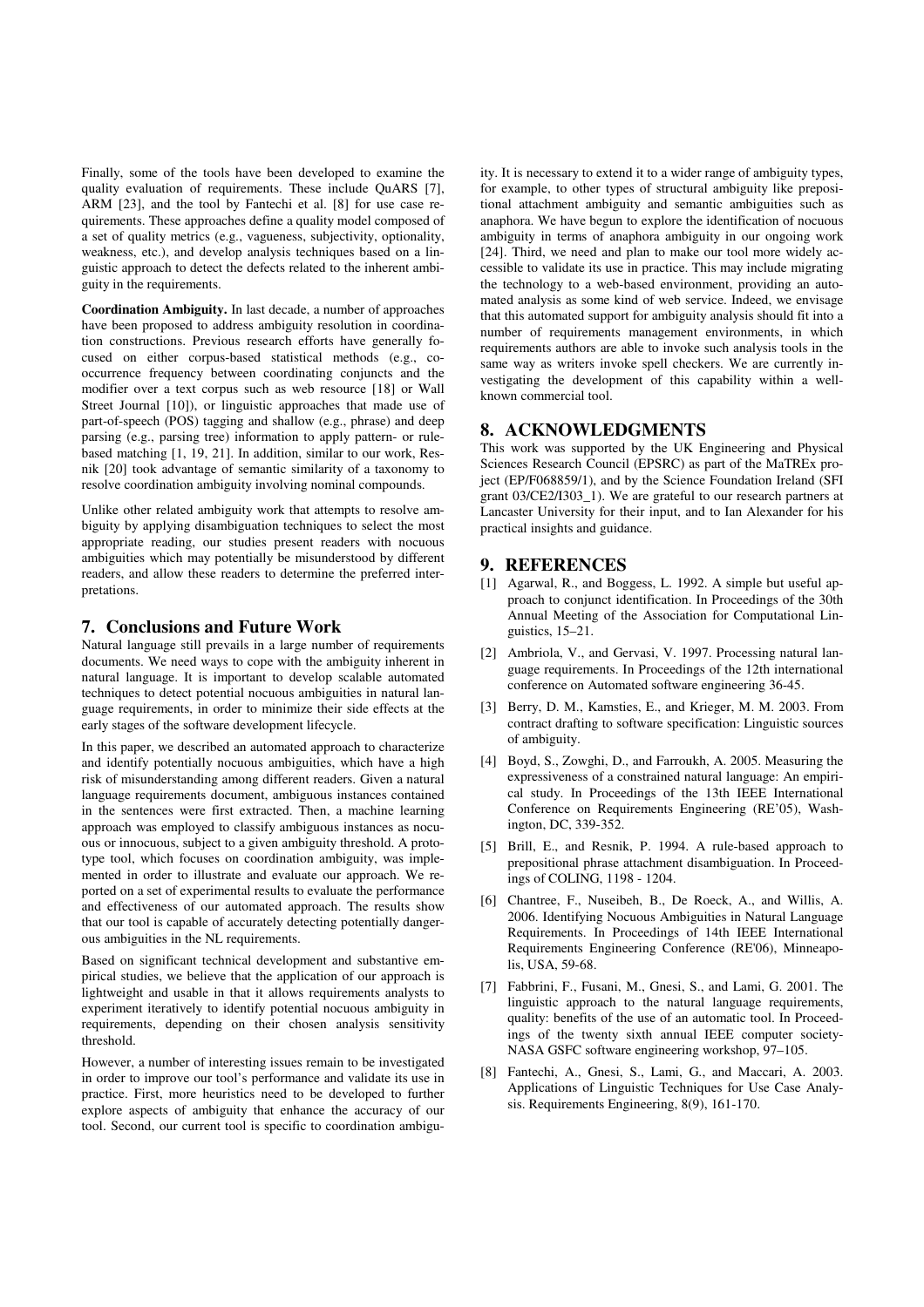Finally, some of the tools have been developed to examine the quality evaluation of requirements. These include QuARS [7], ARM [23], and the tool by Fantechi et al. [8] for use case requirements. These approaches define a quality model composed of a set of quality metrics (e.g., vagueness, subjectivity, optionality, weakness, etc.), and develop analysis techniques based on a linguistic approach to detect the defects related to the inherent ambiguity in the requirements.

**Coordination Ambiguity.** In last decade, a number of approaches have been proposed to address ambiguity resolution in coordination constructions. Previous research efforts have generally focused on either corpus-based statistical methods (e.g., co-occurrence frequency between coordinating conjuncts and the modifier over a text corpus such as web resource [18] or Wall Street Journal [10]), or linguistic approaches that made use of part-of-speech (POS) tagging and shallow (e.g., phrase) and deep parsing (e.g., parsing tree) information to apply pattern- or rule-based matching [1, 19, 21]. In addition, similar to our work, Resnik [20] took advantage of semantic similarity of a taxonomy to resolve coordination ambiguity involving nominal compounds.

Unlike other related ambiguity work that attempts to resolve ambiguity by applying disambiguation techniques to select the most appropriate reading, our studies present readers with nocuous ambiguities which may potentially be misunderstood by different readers, and allow these readers to determine the preferred interpretations.

## 7. Conclusions and Future Work

Natural language still prevails in a large number of requirements documents. We need ways to cope with the ambiguity inherent in natural language. It is important to develop scalable automated techniques to detect potential nocuous ambiguities in natural language requirements, in order to minimize their side effects at the early stages of the software development lifecycle.

In this paper, we described an automated approach to characterize and identify potentially nocuous ambiguities, which have a high risk of misunderstanding among different readers. Given a natural language requirements document, ambiguous instances contained in the sentences were first extracted. Then, a machine learning approach was employed to classify ambiguous instances as nocuous or innocuous, subject to a given ambiguity threshold. A prototype tool, which focuses on coordination ambiguity, was implemented in order to illustrate and evaluate our approach. We reported on a set of experimental results to evaluate the performance and effectiveness of our automated approach. The results show that our tool is capable of accurately detecting potentially dangerous ambiguities in the NL requirements.

Based on significant technical development and substantive empirical studies, we believe that the application of our approach is lightweight and usable in that it allows requirements analysts to experiment iteratively to identify potential nocuous ambiguity in requirements, depending on their chosen analysis sensitivity threshold.

However, a number of interesting issues remain to be investigated in order to improve our tool's performance and validate its use in practice. First, more heuristics need to be developed to further explore aspects of ambiguity that enhance the accuracy of our tool. Second, our current tool is specific to coordination ambiguity. It is necessary to extend it to a wider range of ambiguity types, for example, to other types of structural ambiguity like prepositional attachment ambiguity and semantic ambiguities such as anaphora. We have begun to explore the identification of nocuous ambiguity in terms of anaphora ambiguity in our ongoing work [24]. Third, we need and plan to make our tool more widely accessible to validate its use in practice. This may include migrating the technology to a web-based environment, providing an automated analysis as some kind of web service. Indeed, we envisage that this automated support for ambiguity analysis should fit into a number of requirements management environments, in which requirements authors are able to invoke such analysis tools in the same way as writers invoke spell checkers. We are currently investigating the development of this capability within a well-known commercial tool.

## 8. ACKNOWLEDGMENTS

This work was supported by the UK Engineering and Physical Sciences Research Council (EPSRC) as part of the MaTREx project (EP/F068859/1), and by the Science Foundation Ireland (SFI grant 03/CE2/I303_1). We are grateful to our research partners at Lancaster University for their input, and to Ian Alexander for his practical insights and guidance.

## 9. REFERENCES

[1] Agarwal, R., and Boggess, L. 1992. A simple but useful approach to conjunct identification. In Proceedings of the 30th Annual Meeting of the Association for Computational Linguistics, 15–21.

[2] Ambriola, V., and Gervasi, V. 1997. Processing natural language requirements. In Proceedings of the 12th international conference on Automated software engineering 36-45.

[3] Berry, D. M., Kamsties, E., and Krieger, M. M. 2003. From contract drafting to software specification: Linguistic sources of ambiguity.

[4] Boyd, S., Zowghi, D., and Farroukh, A. 2005. Measuring the expressiveness of a constrained natural language: An empirical study. In Proceedings of the 13th IEEE International Conference on Requirements Engineering (RE'05), Washington, DC, 339-352.

[5] Brill, E., and Resnik, P. 1994. A rule-based approach to prepositional phrase attachment disambiguation. In Proceedings of COLING, 1198 - 1204.

[6] Chantree, F., Nuseibeh, B., De Roeck, A., and Willis, A. 2006. Identifying Nocuous Ambiguities in Natural Language Requirements. In Proceedings of 14th IEEE International Requirements Engineering Conference (RE'06), Minneapolis, USA, 59-68.

[7] Fabbrini, F., Fusani, M., Gnesi, S., and Lami, G. 2001. The linguistic approach to the natural language requirements, quality: benefits of the use of an automatic tool. In Proceedings of the twenty sixth annual IEEE computer society-NASA GSFC software engineering workshop, 97–105.

[8] Fantechi, A., Gnesi, S., Lami, G., and Maccari, A. 2003. Applications of Linguistic Techniques for Use Case Analysis. Requirements Engineering, 8(9), 161-170.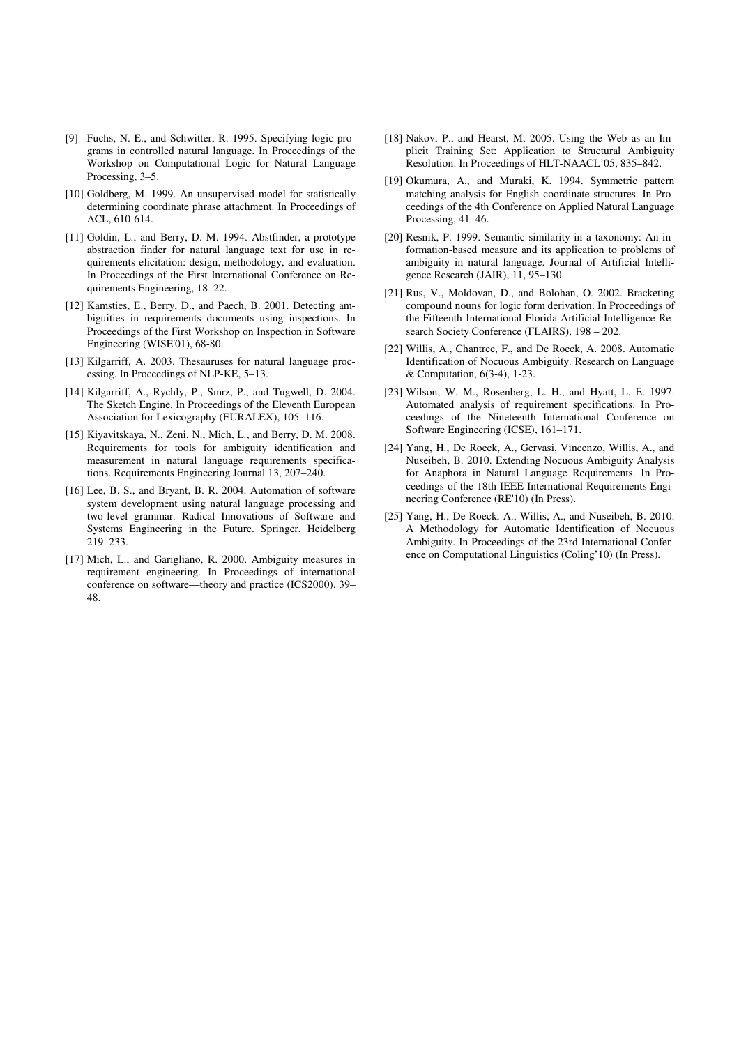[9] Fuchs, N. E., and Schwitter, R. 1995. Specifying logic programs in controlled natural language. In Proceedings of the Workshop on Computational Logic for Natural Language Processing, 3–5.

[10] Goldberg, M. 1999. An unsupervised model for statistically determining coordinate phrase attachment. In Proceedings of ACL, 610-614.

[11] Goldin, L., and Berry, D. M. 1994. Abstfinder, a prototype abstraction finder for natural language text for use in requirements elicitation: design, methodology, and evaluation. In Proceedings of the First International Conference on Requirements Engineering, 18–22.

[12] Kamsties, E., Berry, D., and Paech, B. 2001. Detecting ambiguities in requirements documents using inspections. In Proceedings of the First Workshop on Inspection in Software Engineering (WISE'01), 68-80.

[13] Kilgarriff, A. 2003. Thesauruses for natural language processing. In Proceedings of NLP-KE, 5–13.

[14] Kilgarriff, A., Rychly, P., Smrz, P., and Tugwell, D. 2004. The Sketch Engine. In Proceedings of the Eleventh European Association for Lexicography (EURALEX), 105–116.

[15] Kiyavitskaya, N., Zeni, N., Mich, L., and Berry, D. M. 2008. Requirements for tools for ambiguity identification and measurement in natural language requirements specifications. Requirements Engineering Journal 13, 207–240.

[16] Lee, B. S., and Bryant, B. R. 2004. Automation of software system development using natural language processing and two-level grammar. Radical Innovations of Software and Systems Engineering in the Future. Springer, Heidelberg 219–233.

[17] Mich, L., and Garigliano, R. 2000. Ambiguity measures in requirement engineering. In Proceedings of international conference on software—theory and practice (ICS2000), 39–48.

[18] Nakov, P., and Hearst, M. 2005. Using the Web as an Implicit Training Set: Application to Structural Ambiguity Resolution. In Proceedings of HLT-NAACL'05, 835–842.

[19] Okumura, A., and Muraki, K. 1994. Symmetric pattern matching analysis for English coordinate structures. In Proceedings of the 4th Conference on Applied Natural Language Processing, 41–46.

[20] Resnik, P. 1999. Semantic similarity in a taxonomy: An information-based measure and its application to problems of ambiguity in natural language. Journal of Artificial Intelligence Research (JAIR), 11, 95–130.

[21] Rus, V., Moldovan, D., and Bolohan, O. 2002. Bracketing compound nouns for logic form derivation. In Proceedings of the Fifteenth International Florida Artificial Intelligence Research Society Conference (FLAIRS), 198 – 202.

[22] Willis, A., Chantree, F., and De Roeck, A. 2008. Automatic Identification of Nocuous Ambiguity. Research on Language & Computation, 6(3-4), 1-23.

[23] Wilson, W. M., Rosenberg, L. H., and Hyatt, L. E. 1997. Automated analysis of requirement specifications. In Proceedings of the Nineteenth International Conference on Software Engineering (ICSE), 161–171.

[24] Yang, H., De Roeck, A., Gervasi, Vincenzo, Willis, A., and Nuseibeh, B. 2010. Extending Nocuous Ambiguity Analysis for Anaphora in Natural Language Requirements. In Proceedings of the 18th IEEE International Requirements Engineering Conference (RE'10) (In Press).

[25] Yang, H., De Roeck, A., Willis, A., and Nuseibeh, B. 2010. A Methodology for Automatic Identification of Nocuous Ambiguity. In Proceedings of the 23rd International Conference on Computational Linguistics (Coling'10) (In Press).